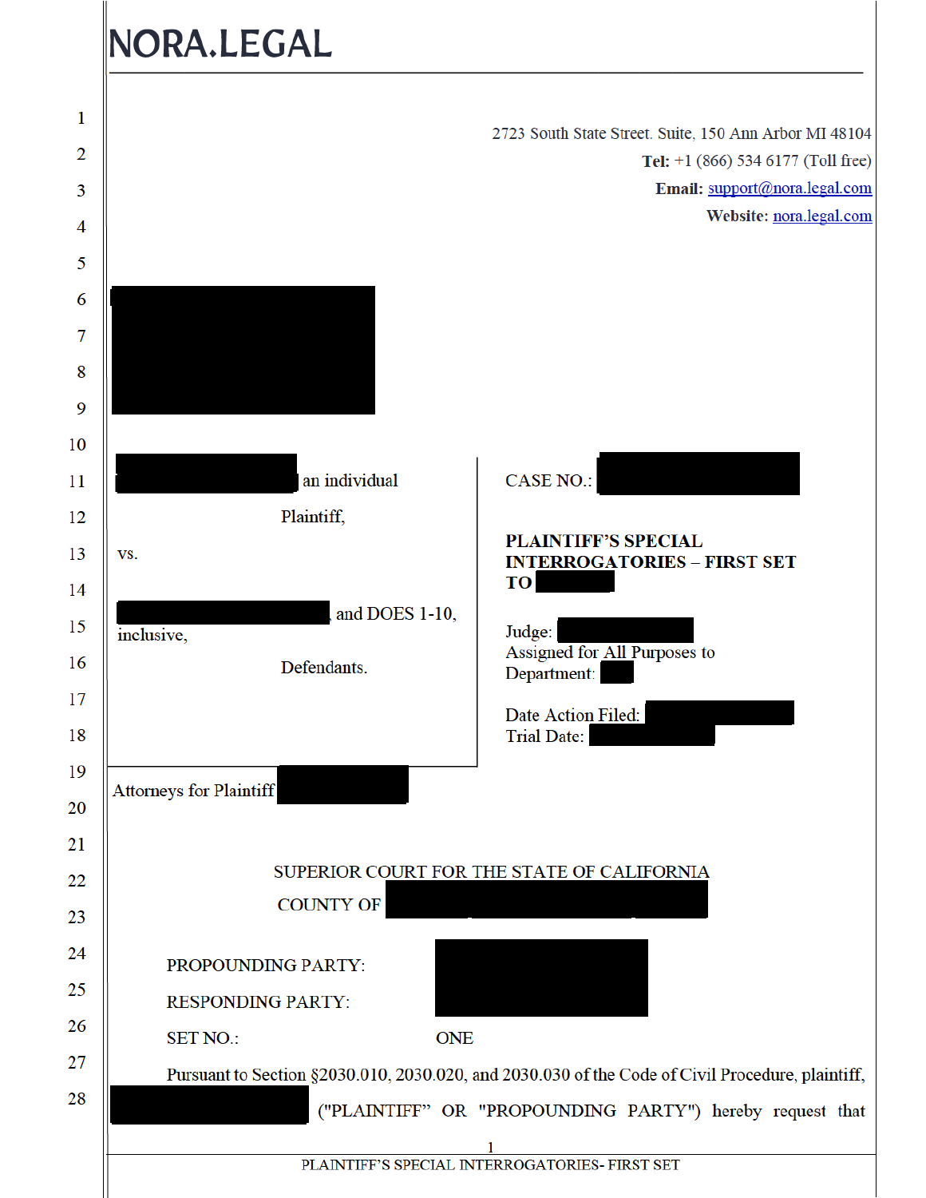NORA.LEGAL

2723 South State Street. Suite, 150 Ann Arbor MI 48104
**Tel:** +1 (866) 534 6177 (Toll free)
**Email:** support@nora.legal.com
**Website:** nora.legal.com

[REDACTED]

[REDACTED] an individual

Plaintiff,

vs.

[REDACTED], and DOES 1-10, inclusive,

Defendants.

CASE NO.: [REDACTED]

**PLAINTIFF'S SPECIAL INTERROGATORIES – FIRST SET TO** [REDACTED]

Judge: [REDACTED]
Assigned for All Purposes to Department: [REDACTED]

Date Action Filed: [REDACTED]
Trial Date: [REDACTED]

Attorneys for Plaintiff [REDACTED]

SUPERIOR COURT FOR THE STATE OF CALIFORNIA

COUNTY OF [REDACTED]

PROPOUNDING PARTY: [REDACTED]

RESPONDING PARTY: [REDACTED]

SET NO.: ONE

Pursuant to Section §2030.010, 2030.020, and 2030.030 of the Code of Civil Procedure, plaintiff, [REDACTED] ("PLAINTIFF" OR "PROPOUNDING PARTY") hereby request that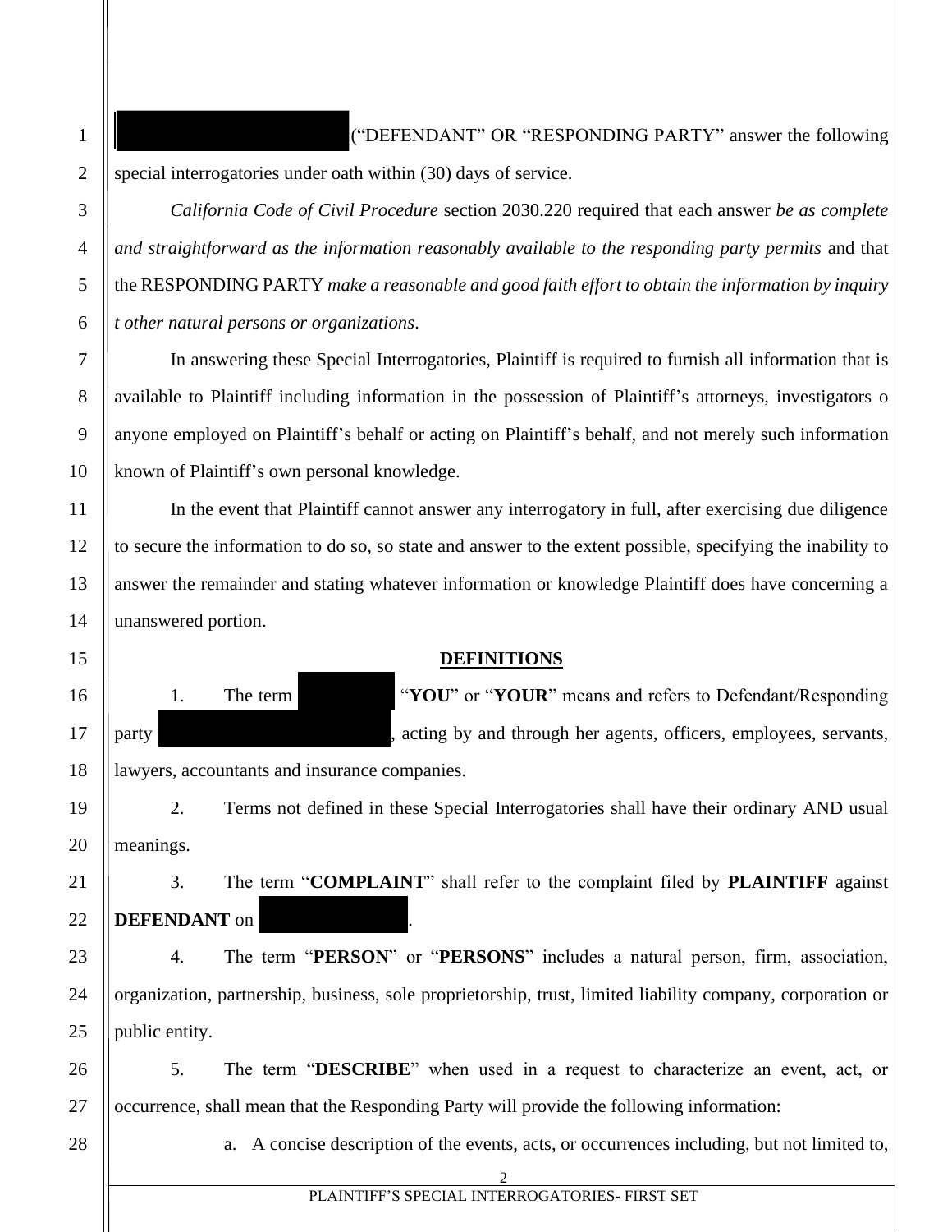("DEFENDANT" OR "RESPONDING PARTY" answer the following special interrogatories under oath within (30) days of service.

*California Code of Civil Procedure* section 2030.220 required that each answer *be as complete and straightforward as the information reasonably available to the responding party permits* and that the RESPONDING PARTY *make a reasonable and good faith effort to obtain the information by inquiry t other natural persons or organizations*.

In answering these Special Interrogatories, Plaintiff is required to furnish all information that is available to Plaintiff including information in the possession of Plaintiff's attorneys, investigators o anyone employed on Plaintiff's behalf or acting on Plaintiff's behalf, and not merely such information known of Plaintiff's own personal knowledge.

In the event that Plaintiff cannot answer any interrogatory in full, after exercising due diligence to secure the information to do so, so state and answer to the extent possible, specifying the inability to answer the remainder and stating whatever information or knowledge Plaintiff does have concerning a unanswered portion.

**DEFINITIONS**

1. The term "**YOU**" or "**YOUR**" means and refers to Defendant/Responding party , acting by and through her agents, officers, employees, servants, lawyers, accountants and insurance companies.

2. Terms not defined in these Special Interrogatories shall have their ordinary AND usual meanings.

3. The term "**COMPLAINT**" shall refer to the complaint filed by **PLAINTIFF** against **DEFENDANT** on .

4. The term "**PERSON**" or "**PERSONS**" includes a natural person, firm, association, organization, partnership, business, sole proprietorship, trust, limited liability company, corporation or public entity.

5. The term "**DESCRIBE**" when used in a request to characterize an event, act, or occurrence, shall mean that the Responding Party will provide the following information:

a. A concise description of the events, acts, or occurrences including, but not limited to,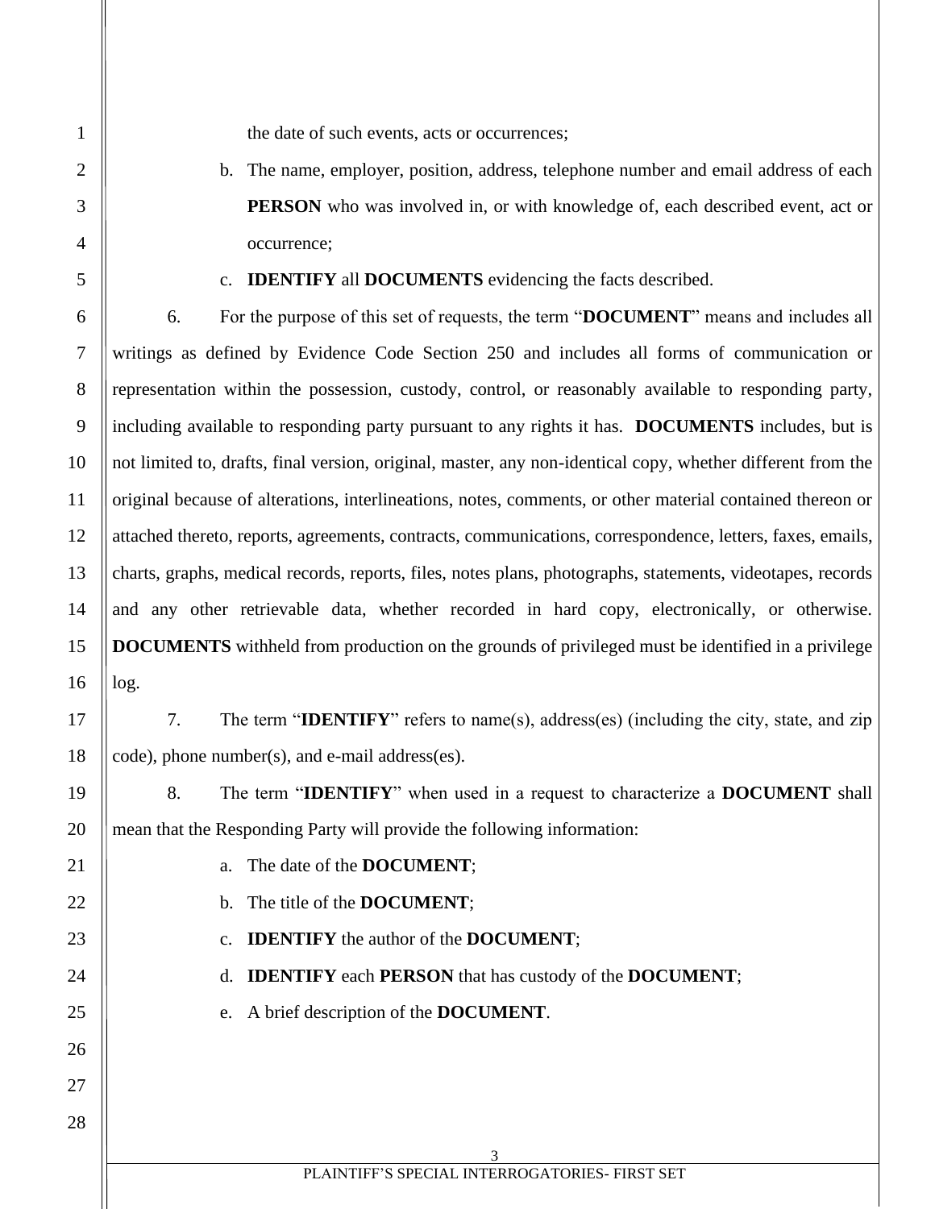the date of such events, acts or occurrences;

b. The name, employer, position, address, telephone number and email address of each **PERSON** who was involved in, or with knowledge of, each described event, act or occurrence;

c. **IDENTIFY** all **DOCUMENTS** evidencing the facts described.

6. For the purpose of this set of requests, the term "**DOCUMENT**" means and includes all writings as defined by Evidence Code Section 250 and includes all forms of communication or representation within the possession, custody, control, or reasonably available to responding party, including available to responding party pursuant to any rights it has. **DOCUMENTS** includes, but is not limited to, drafts, final version, original, master, any non-identical copy, whether different from the original because of alterations, interlineations, notes, comments, or other material contained thereon or attached thereto, reports, agreements, contracts, communications, correspondence, letters, faxes, emails, charts, graphs, medical records, reports, files, notes plans, photographs, statements, videotapes, records and any other retrievable data, whether recorded in hard copy, electronically, or otherwise. **DOCUMENTS** withheld from production on the grounds of privileged must be identified in a privilege log.

7. The term "**IDENTIFY**" refers to name(s), address(es) (including the city, state, and zip code), phone number(s), and e-mail address(es).

8. The term "**IDENTIFY**" when used in a request to characterize a **DOCUMENT** shall mean that the Responding Party will provide the following information:

a. The date of the **DOCUMENT**;

b. The title of the **DOCUMENT**;

c. **IDENTIFY** the author of the **DOCUMENT**;

d. **IDENTIFY** each **PERSON** that has custody of the **DOCUMENT**;

e. A brief description of the **DOCUMENT**.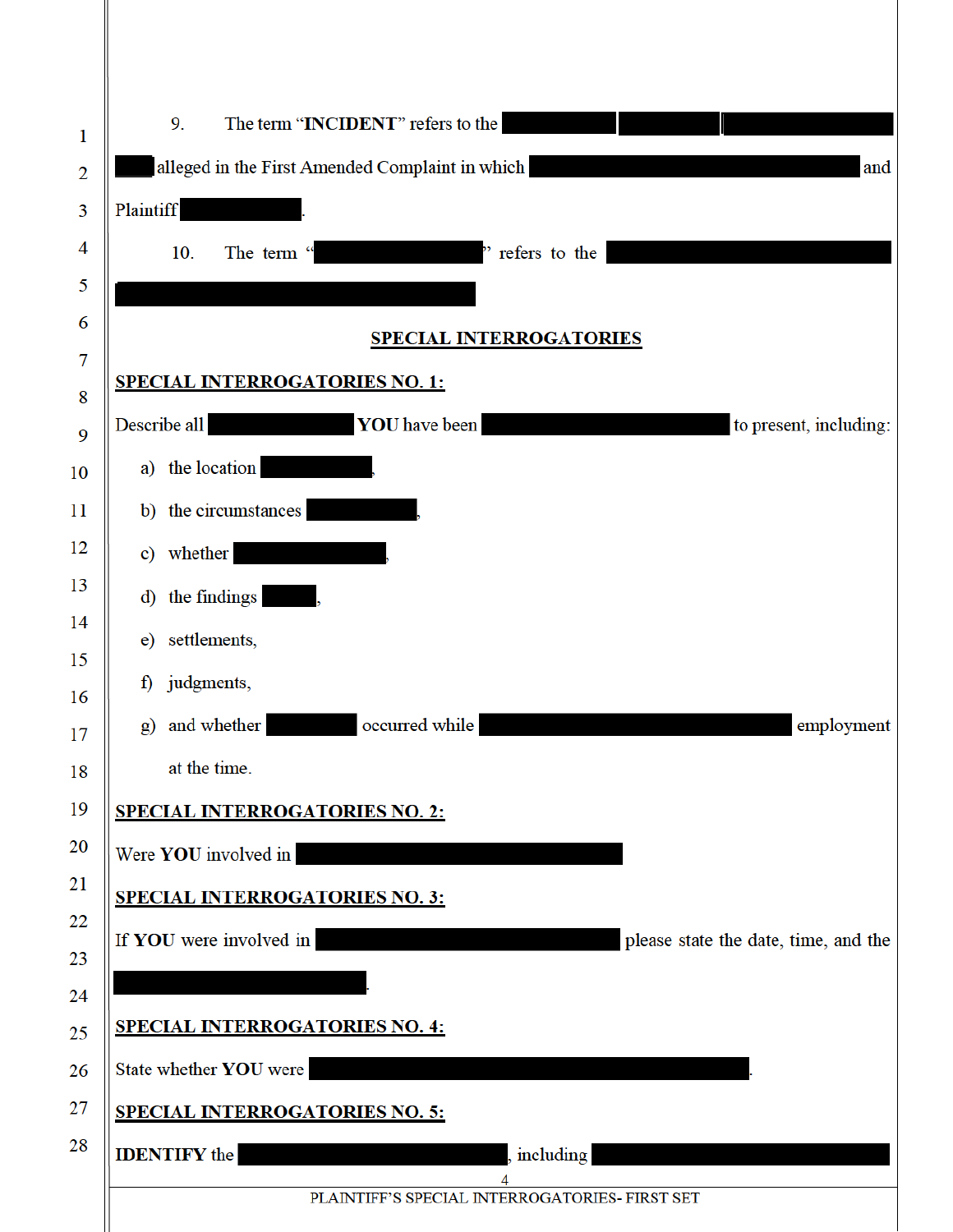9. The term "**INCIDENT**" refers to the [REDACTED] alleged in the First Amended Complaint in which [REDACTED] and Plaintiff [REDACTED].

10. The term "[REDACTED]" refers to the [REDACTED]

## SPECIAL INTERROGATORIES

**SPECIAL INTERROGATORIES NO. 1:**

Describe all [REDACTED] **YOU** have been [REDACTED] to present, including:

a) the location [REDACTED],

b) the circumstances [REDACTED],

c) whether [REDACTED],

d) the findings [REDACTED],

e) settlements,

f) judgments,

g) and whether [REDACTED] occurred while [REDACTED] employment at the time.

**SPECIAL INTERROGATORIES NO. 2:**

Were **YOU** involved in [REDACTED]

**SPECIAL INTERROGATORIES NO. 3:**

If **YOU** were involved in [REDACTED] please state the date, time, and the [REDACTED].

**SPECIAL INTERROGATORIES NO. 4:**

State whether **YOU** were [REDACTED].

**SPECIAL INTERROGATORIES NO. 5:**

**IDENTIFY** the [REDACTED], including [REDACTED]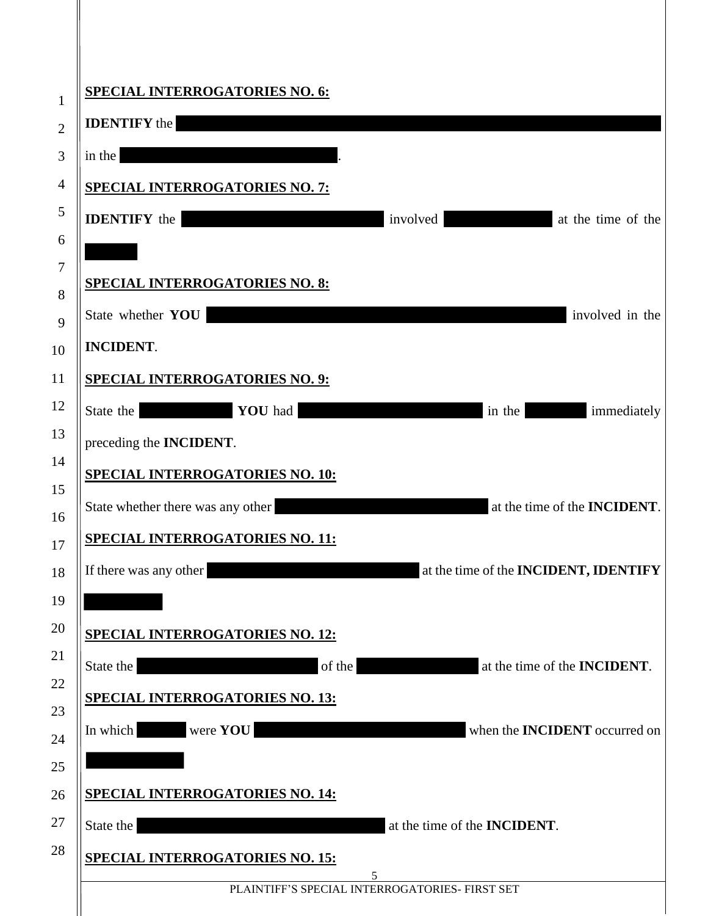**SPECIAL INTERROGATORIES NO. 6:**

**IDENTIFY** the [REDACTED] in the [REDACTED].

**SPECIAL INTERROGATORIES NO. 7:**

**IDENTIFY** the [REDACTED] involved [REDACTED] at the time of the [REDACTED]

**SPECIAL INTERROGATORIES NO. 8:**

State whether **YOU** [REDACTED] involved in the **INCIDENT**.

**SPECIAL INTERROGATORIES NO. 9:**

State the [REDACTED] **YOU** had [REDACTED] in the [REDACTED] immediately preceding the **INCIDENT**.

**SPECIAL INTERROGATORIES NO. 10:**

State whether there was any other [REDACTED] at the time of the **INCIDENT**.

**SPECIAL INTERROGATORIES NO. 11:**

If there was any other [REDACTED] at the time of the **INCIDENT, IDENTIFY** [REDACTED]

**SPECIAL INTERROGATORIES NO. 12:**

State the [REDACTED] of the [REDACTED] at the time of the **INCIDENT**.

**SPECIAL INTERROGATORIES NO. 13:**

In which [REDACTED] were **YOU** [REDACTED] when the **INCIDENT** occurred on [REDACTED]

**SPECIAL INTERROGATORIES NO. 14:**

State the [REDACTED] at the time of the **INCIDENT**.

**SPECIAL INTERROGATORIES NO. 15:**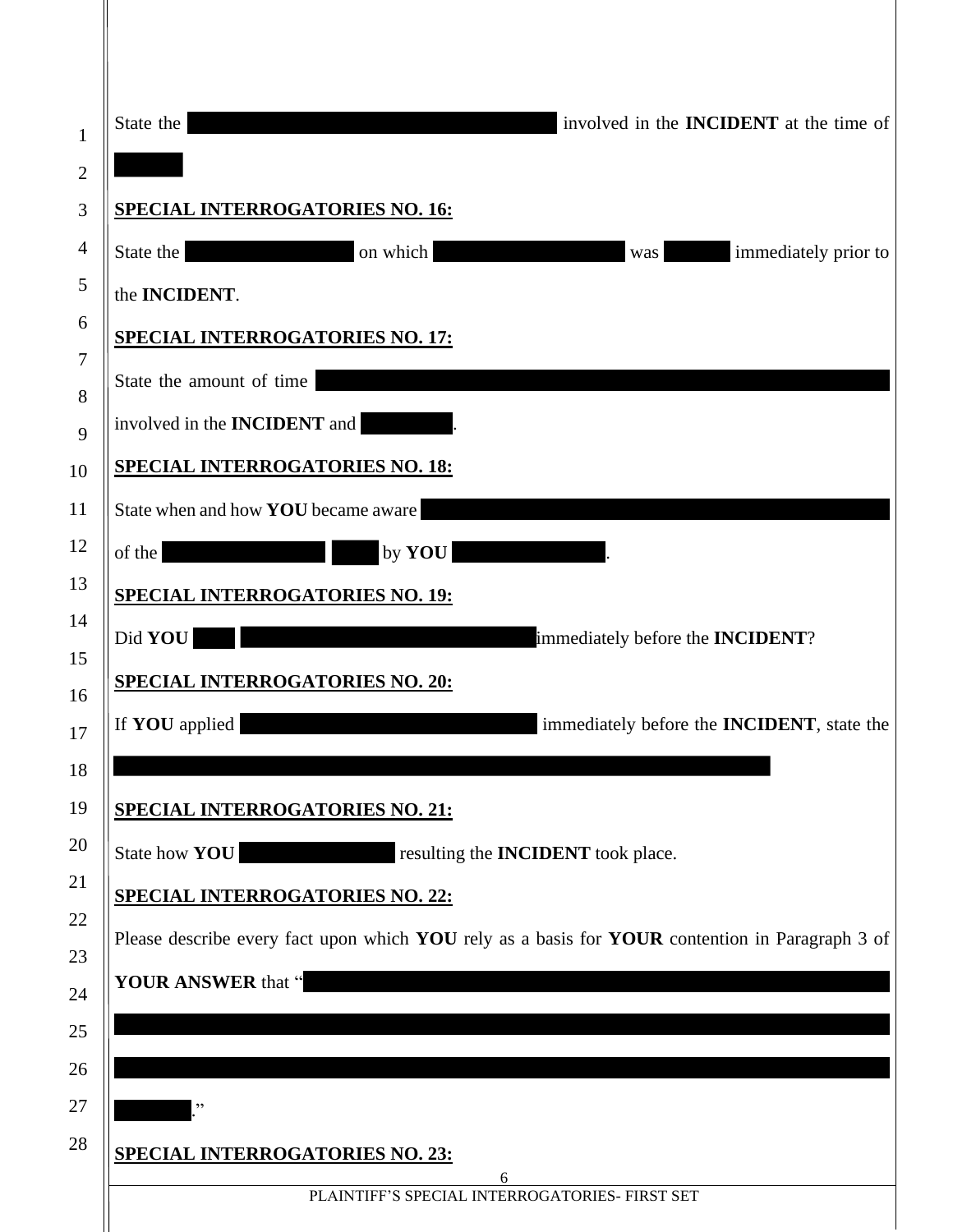State the [REDACTED] involved in the **INCIDENT** at the time of [REDACTED]

**SPECIAL INTERROGATORIES NO. 16:**

State the [REDACTED] on which [REDACTED] was [REDACTED] immediately prior to the **INCIDENT**.

**SPECIAL INTERROGATORIES NO. 17:**

State the amount of time [REDACTED] involved in the **INCIDENT** and [REDACTED].

**SPECIAL INTERROGATORIES NO. 18:**

State when and how **YOU** became aware [REDACTED] of the [REDACTED] [REDACTED] by **YOU** [REDACTED].

**SPECIAL INTERROGATORIES NO. 19:**

Did **YOU** [REDACTED] [REDACTED] immediately before the **INCIDENT**?

**SPECIAL INTERROGATORIES NO. 20:**

If **YOU** applied [REDACTED] immediately before the **INCIDENT**, state the [REDACTED]

**SPECIAL INTERROGATORIES NO. 21:**

State how **YOU** [REDACTED] resulting the **INCIDENT** took place.

**SPECIAL INTERROGATORIES NO. 22:**

Please describe every fact upon which **YOU** rely as a basis for **YOUR** contention in Paragraph 3 of **YOUR ANSWER** that "[REDACTED]."

**SPECIAL INTERROGATORIES NO. 23:**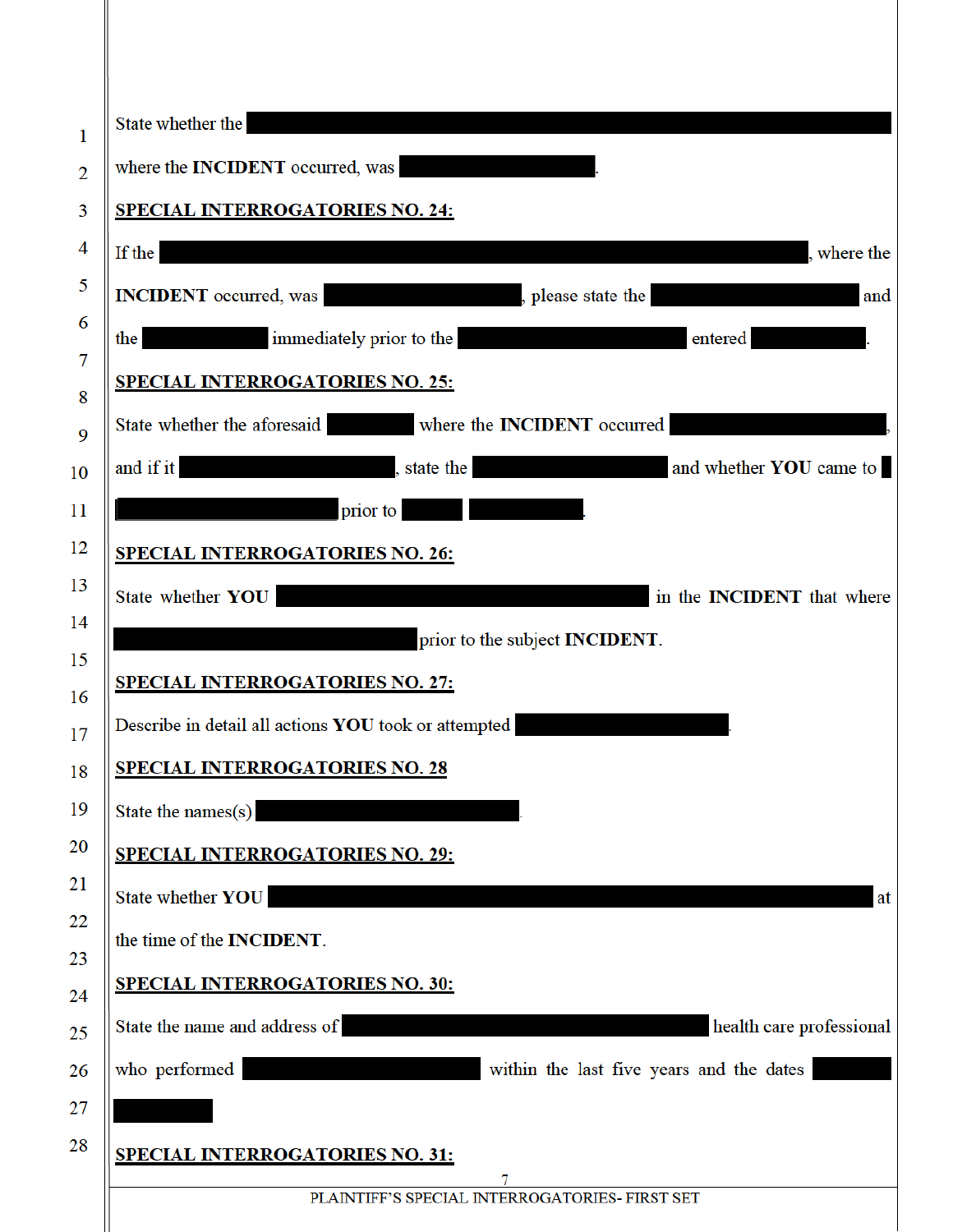State whether the ████████████████████████████ where the **INCIDENT** occurred, was ████████.

**SPECIAL INTERROGATORIES NO. 24:**

If the ████████████████████████████, where the **INCIDENT** occurred, was ████████, please state the ████████ and the ██████ immediately prior to the ██████████ entered █████.

**SPECIAL INTERROGATORIES NO. 25:**

State whether the aforesaid ████ where the **INCIDENT** occurred █████████, and if it █████████, state the ████████ and whether **YOU** came to █ ██████████ prior to ███ █████.

**SPECIAL INTERROGATORIES NO. 26:**

State whether **YOU** ████████████████ in the **INCIDENT** that where █████████████ prior to the subject **INCIDENT**.

**SPECIAL INTERROGATORIES NO. 27:**

Describe in detail all actions **YOU** took or attempted █████████.

**SPECIAL INTERROGATORIES NO. 28**

State the names(s) ███████████.

**SPECIAL INTERROGATORIES NO. 29:**

State whether **YOU** ████████████████████████ at the time of the **INCIDENT**.

**SPECIAL INTERROGATORIES NO. 30:**

State the name and address of ████████████████ health care professional who performed ██████████ within the last five years and the dates ███ ████

**SPECIAL INTERROGATORIES NO. 31:**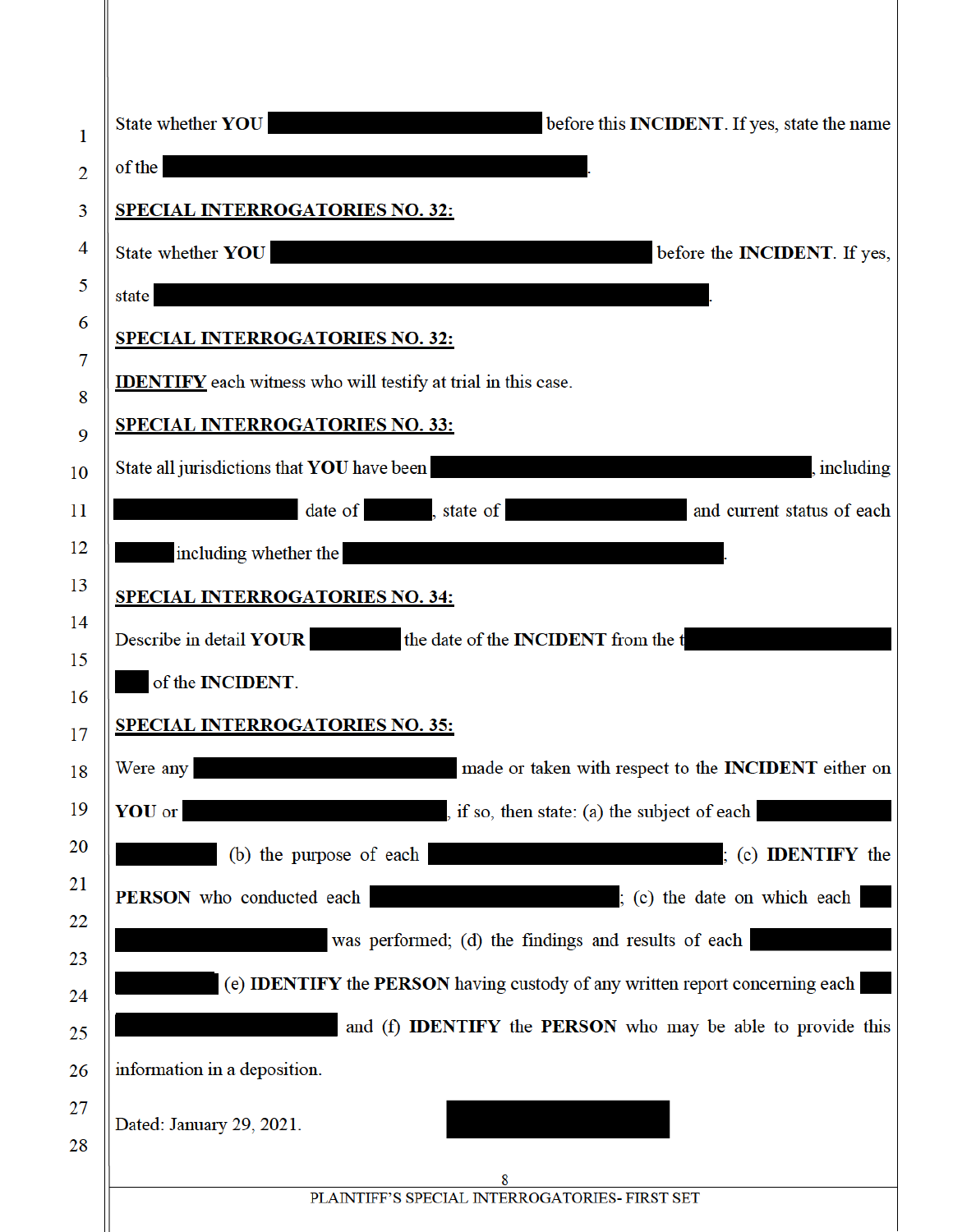State whether **YOU** [REDACTED] before this **INCIDENT**. If yes, state the name of the [REDACTED].

**SPECIAL INTERROGATORIES NO. 32:**

State whether **YOU** [REDACTED] before the **INCIDENT**. If yes, state [REDACTED].

**SPECIAL INTERROGATORIES NO. 32:**

**IDENTIFY** each witness who will testify at trial in this case.

**SPECIAL INTERROGATORIES NO. 33:**

State all jurisdictions that **YOU** have been [REDACTED], including [REDACTED] date of [REDACTED], state of [REDACTED] and current status of each [REDACTED] including whether the [REDACTED].

**SPECIAL INTERROGATORIES NO. 34:**

Describe in detail **YOUR** [REDACTED] the date of the **INCIDENT** from the t[REDACTED] [REDACTED] of the **INCIDENT**.

**SPECIAL INTERROGATORIES NO. 35:**

Were any [REDACTED] made or taken with respect to the **INCIDENT** either on **YOU** or [REDACTED], if so, then state: (a) the subject of each [REDACTED] [REDACTED] (b) the purpose of each [REDACTED]; (c) **IDENTIFY** the **PERSON** who conducted each [REDACTED]; (c) the date on which each [REDACTED] [REDACTED] was performed; (d) the findings and results of each [REDACTED] [REDACTED] (e) **IDENTIFY** the **PERSON** having custody of any written report concerning each [REDACTED] [REDACTED] and (f) **IDENTIFY** the **PERSON** who may be able to provide this information in a deposition.

Dated: January 29, 2021. [REDACTED]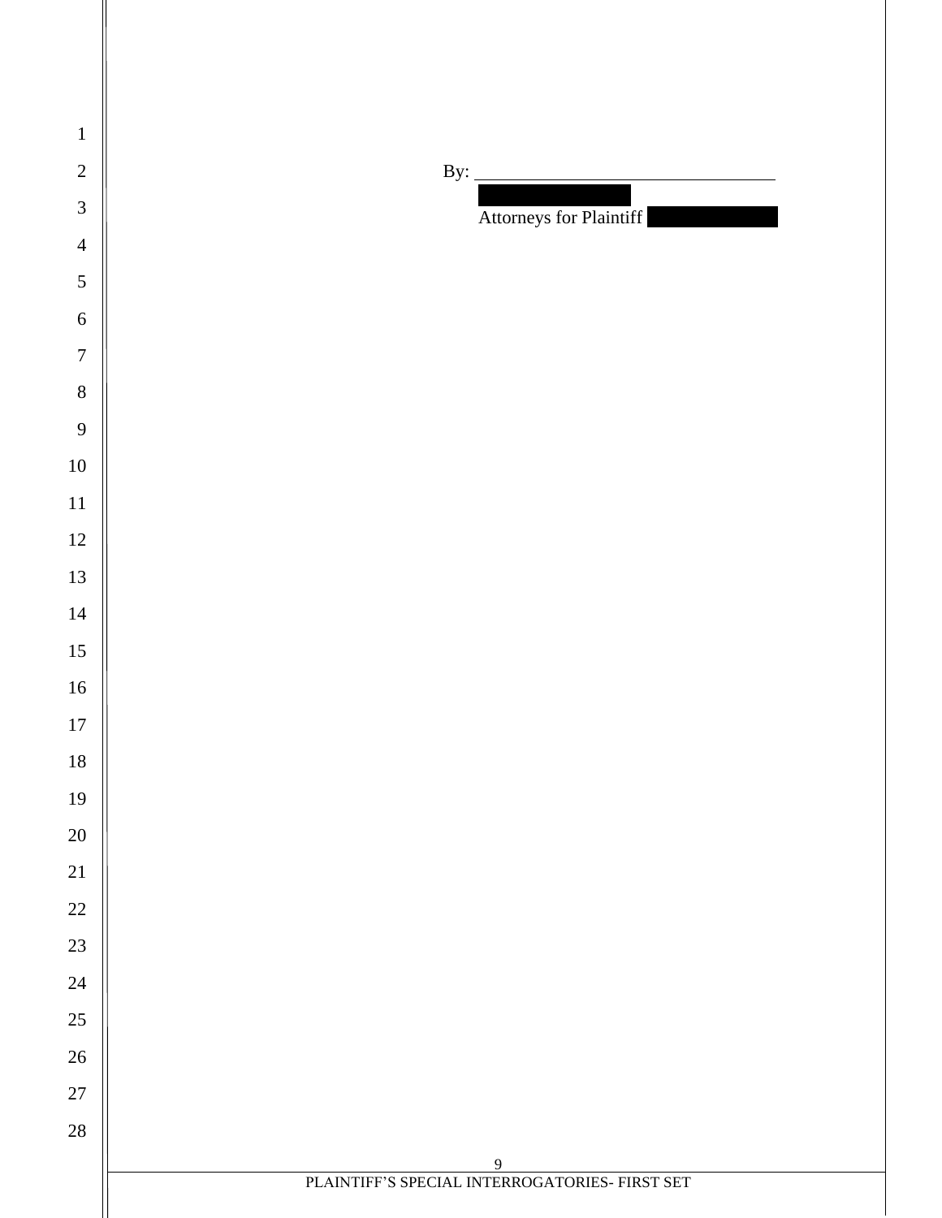By: \_\_\_\_\_\_\_\_\_\_\_\_\_\_\_\_\_\_\_\_\_\_\_\_\_\_\_\_\_\_\_\_

█████████████

Attorneys for Plaintiff ███████████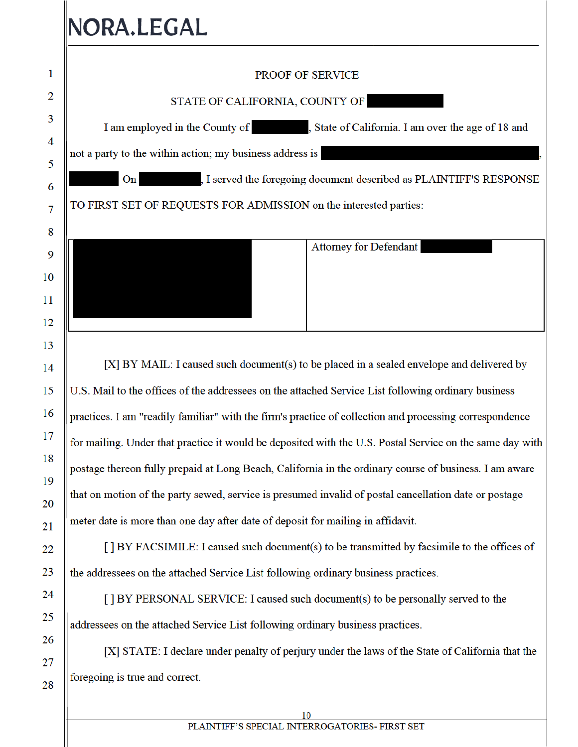# PROOF OF SERVICE

STATE OF CALIFORNIA, COUNTY OF [REDACTED]

I am employed in the County of [REDACTED], State of California. I am over the age of 18 and not a party to the within action; my business address is [REDACTED], [REDACTED] On [REDACTED], I served the foregoing document described as PLAINTIFF'S RESPONSE TO FIRST SET OF REQUESTS FOR ADMISSION on the interested parties:

| [REDACTED] | Attorney for Defendant [REDACTED] |
|---|---|

[X] BY MAIL: I caused such document(s) to be placed in a sealed envelope and delivered by U.S. Mail to the offices of the addressees on the attached Service List following ordinary business practices. I am "readily familiar" with the firm's practice of collection and processing correspondence for mailing. Under that practice it would be deposited with the U.S. Postal Service on the same day with postage thereon fully prepaid at Long Beach, California in the ordinary course of business. I am aware that on motion of the party sewed, service is presumed invalid of postal cancellation date or postage meter date is more than one day after date of deposit for mailing in affidavit.

[ ] BY FACSIMILE: I caused such document(s) to be transmitted by facsimile to the offices of the addressees on the attached Service List following ordinary business practices.

[ ] BY PERSONAL SERVICE: I caused such document(s) to be personally served to the addressees on the attached Service List following ordinary business practices.

[X] STATE: I declare under penalty of perjury under the laws of the State of California that the foregoing is true and correct.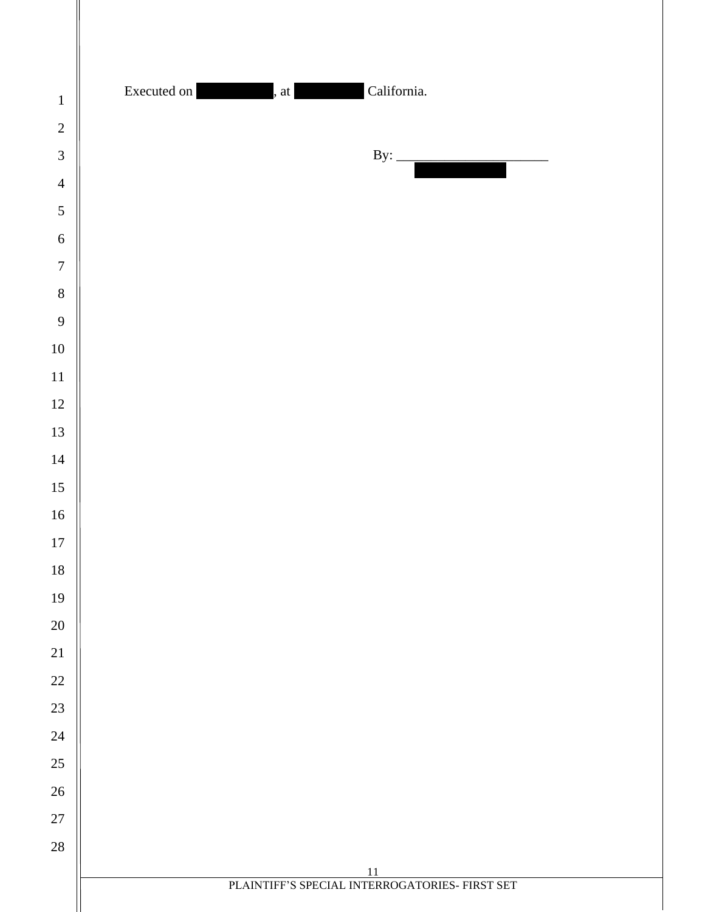Executed on [REDACTED], at [REDACTED] California.

By: ______________________

[REDACTED]